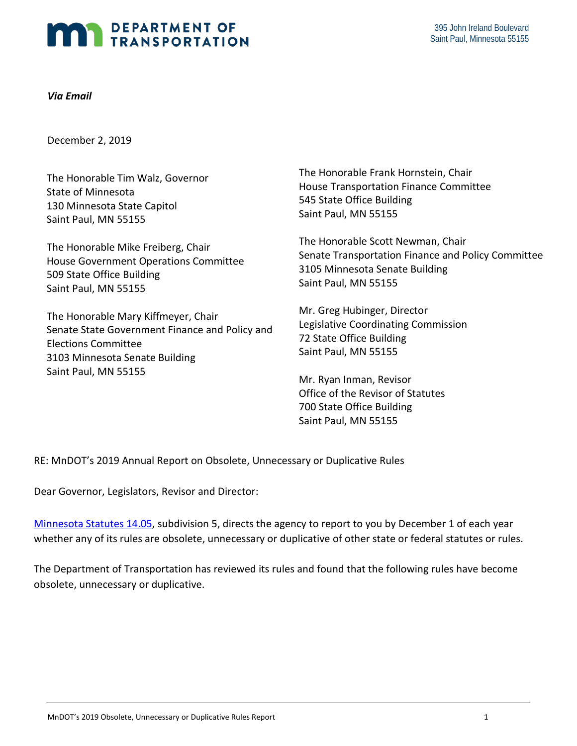DEPARTMENT OF TRANSPORTATION

395 John Ireland Boulevard
Saint Paul, Minnesota 55155

***Via Email***

December 2, 2019

The Honorable Tim Walz, Governor
State of Minnesota
130 Minnesota State Capitol
Saint Paul, MN 55155

The Honorable Mike Freiberg, Chair
House Government Operations Committee
509 State Office Building
Saint Paul, MN 55155

The Honorable Mary Kiffmeyer, Chair
Senate State Government Finance and Policy and Elections Committee
3103 Minnesota Senate Building
Saint Paul, MN 55155

The Honorable Frank Hornstein, Chair
House Transportation Finance Committee
545 State Office Building
Saint Paul, MN 55155

The Honorable Scott Newman, Chair
Senate Transportation Finance and Policy Committee
3105 Minnesota Senate Building
Saint Paul, MN 55155

Mr. Greg Hubinger, Director
Legislative Coordinating Commission
72 State Office Building
Saint Paul, MN 55155

Mr. Ryan Inman, Revisor
Office of the Revisor of Statutes
700 State Office Building
Saint Paul, MN 55155

RE: MnDOT's 2019 Annual Report on Obsolete, Unnecessary or Duplicative Rules

Dear Governor, Legislators, Revisor and Director:

Minnesota Statutes 14.05, subdivision 5, directs the agency to report to you by December 1 of each year whether any of its rules are obsolete, unnecessary or duplicative of other state or federal statutes or rules.

The Department of Transportation has reviewed its rules and found that the following rules have become obsolete, unnecessary or duplicative.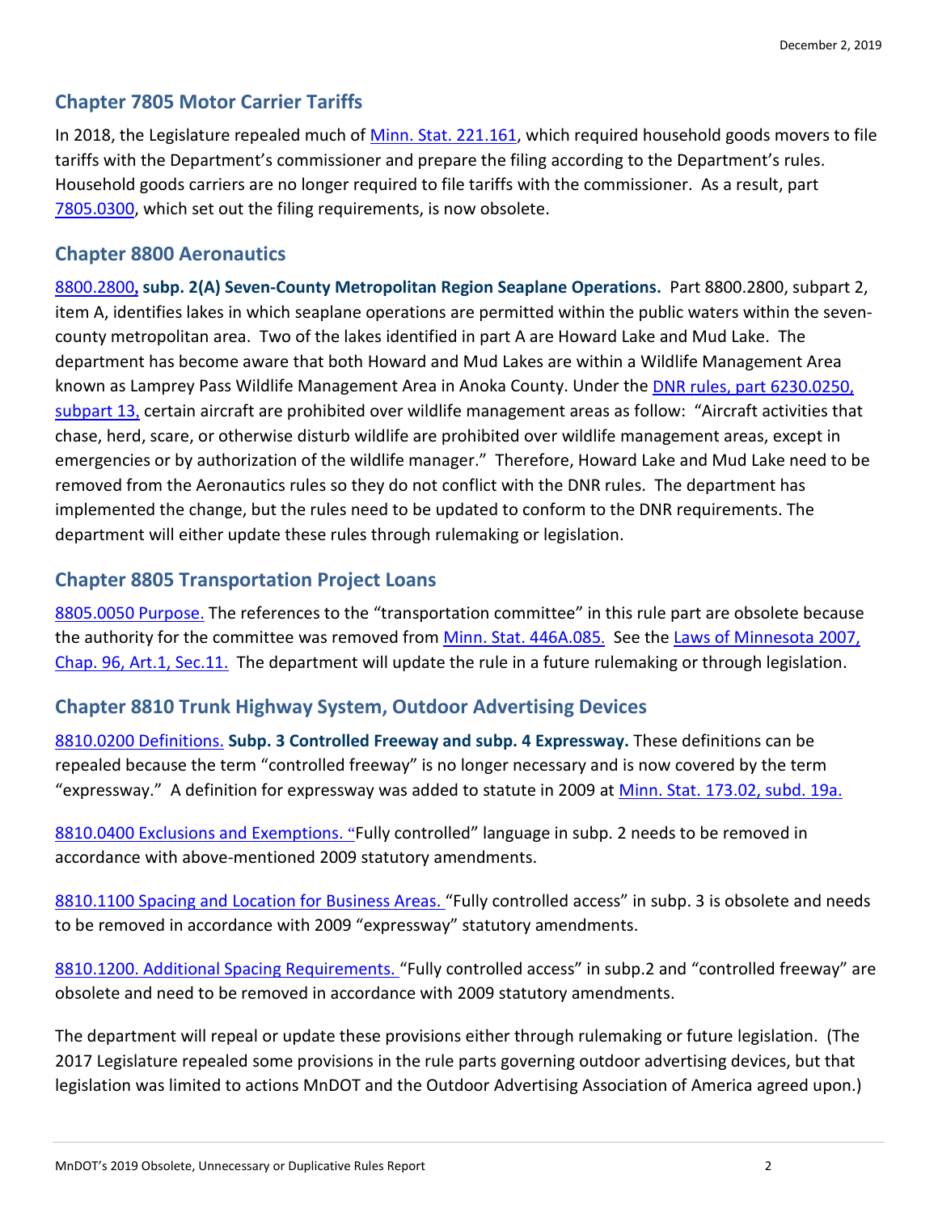## Chapter 7805 Motor Carrier Tariffs

In 2018, the Legislature repealed much of Minn. Stat. 221.161, which required household goods movers to file tariffs with the Department's commissioner and prepare the filing according to the Department's rules. Household goods carriers are no longer required to file tariffs with the commissioner. As a result, part 7805.0300, which set out the filing requirements, is now obsolete.

## Chapter 8800 Aeronautics

**8800.2800, subp. 2(A) Seven-County Metropolitan Region Seaplane Operations.** Part 8800.2800, subpart 2, item A, identifies lakes in which seaplane operations are permitted within the public waters within the seven-county metropolitan area. Two of the lakes identified in part A are Howard Lake and Mud Lake. The department has become aware that both Howard and Mud Lakes are within a Wildlife Management Area known as Lamprey Pass Wildlife Management Area in Anoka County. Under the DNR rules, part 6230.0250, subpart 13, certain aircraft are prohibited over wildlife management areas as follow: "Aircraft activities that chase, herd, scare, or otherwise disturb wildlife are prohibited over wildlife management areas, except in emergencies or by authorization of the wildlife manager." Therefore, Howard Lake and Mud Lake need to be removed from the Aeronautics rules so they do not conflict with the DNR rules. The department has implemented the change, but the rules need to be updated to conform to the DNR requirements. The department will either update these rules through rulemaking or legislation.

## Chapter 8805 Transportation Project Loans

8805.0050 Purpose. The references to the "transportation committee" in this rule part are obsolete because the authority for the committee was removed from Minn. Stat. 446A.085. See the Laws of Minnesota 2007, Chap. 96, Art.1, Sec.11. The department will update the rule in a future rulemaking or through legislation.

## Chapter 8810 Trunk Highway System, Outdoor Advertising Devices

8810.0200 Definitions. **Subp. 3 Controlled Freeway and subp. 4 Expressway.** These definitions can be repealed because the term "controlled freeway" is no longer necessary and is now covered by the term "expressway." A definition for expressway was added to statute in 2009 at Minn. Stat. 173.02, subd. 19a.

8810.0400 Exclusions and Exemptions. "Fully controlled" language in subp. 2 needs to be removed in accordance with above-mentioned 2009 statutory amendments.

8810.1100 Spacing and Location for Business Areas. "Fully controlled access" in subp. 3 is obsolete and needs to be removed in accordance with 2009 "expressway" statutory amendments.

8810.1200. Additional Spacing Requirements. "Fully controlled access" in subp.2 and "controlled freeway" are obsolete and need to be removed in accordance with 2009 statutory amendments.

The department will repeal or update these provisions either through rulemaking or future legislation. (The 2017 Legislature repealed some provisions in the rule parts governing outdoor advertising devices, but that legislation was limited to actions MnDOT and the Outdoor Advertising Association of America agreed upon.)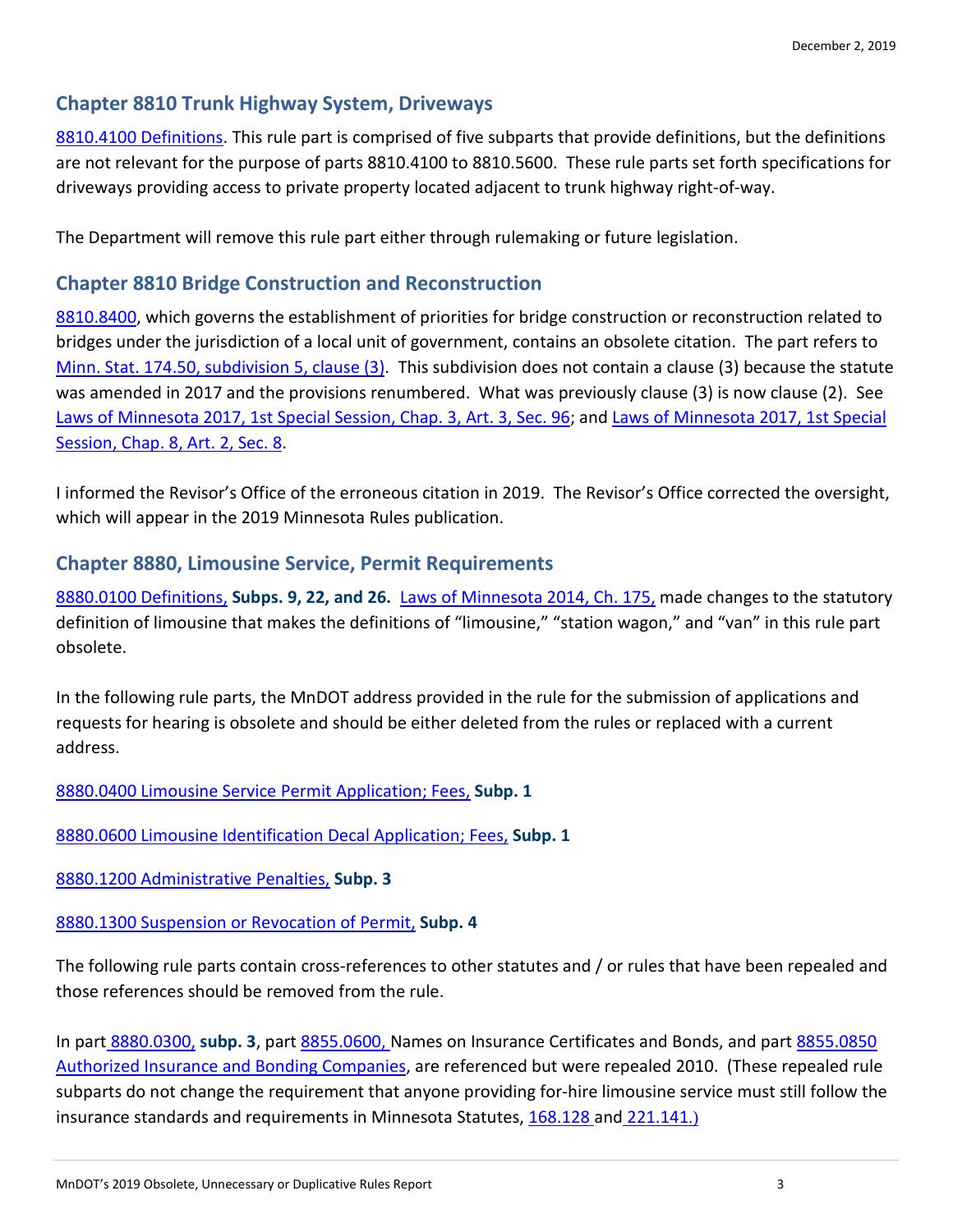## Chapter 8810 Trunk Highway System, Driveways

8810.4100 Definitions. This rule part is comprised of five subparts that provide definitions, but the definitions are not relevant for the purpose of parts 8810.4100 to 8810.5600. These rule parts set forth specifications for driveways providing access to private property located adjacent to trunk highway right-of-way.

The Department will remove this rule part either through rulemaking or future legislation.

## Chapter 8810 Bridge Construction and Reconstruction

8810.8400, which governs the establishment of priorities for bridge construction or reconstruction related to bridges under the jurisdiction of a local unit of government, contains an obsolete citation. The part refers to Minn. Stat. 174.50, subdivision 5, clause (3). This subdivision does not contain a clause (3) because the statute was amended in 2017 and the provisions renumbered. What was previously clause (3) is now clause (2). See Laws of Minnesota 2017, 1st Special Session, Chap. 3, Art. 3, Sec. 96; and Laws of Minnesota 2017, 1st Special Session, Chap. 8, Art. 2, Sec. 8.

I informed the Revisor's Office of the erroneous citation in 2019. The Revisor's Office corrected the oversight, which will appear in the 2019 Minnesota Rules publication.

## Chapter 8880, Limousine Service, Permit Requirements

8880.0100 Definitions, **Subps. 9, 22, and 26.** Laws of Minnesota 2014, Ch. 175, made changes to the statutory definition of limousine that makes the definitions of "limousine," "station wagon," and "van" in this rule part obsolete.

In the following rule parts, the MnDOT address provided in the rule for the submission of applications and requests for hearing is obsolete and should be either deleted from the rules or replaced with a current address.

8880.0400 Limousine Service Permit Application; Fees, **Subp. 1**

8880.0600 Limousine Identification Decal Application; Fees, **Subp. 1**

8880.1200 Administrative Penalties, **Subp. 3**

8880.1300 Suspension or Revocation of Permit, **Subp. 4**

The following rule parts contain cross-references to other statutes and / or rules that have been repealed and those references should be removed from the rule.

In part 8880.0300, **subp. 3**, part 8855.0600, Names on Insurance Certificates and Bonds, and part 8855.0850 Authorized Insurance and Bonding Companies, are referenced but were repealed 2010. (These repealed rule subparts do not change the requirement that anyone providing for-hire limousine service must still follow the insurance standards and requirements in Minnesota Statutes, 168.128 and 221.141.)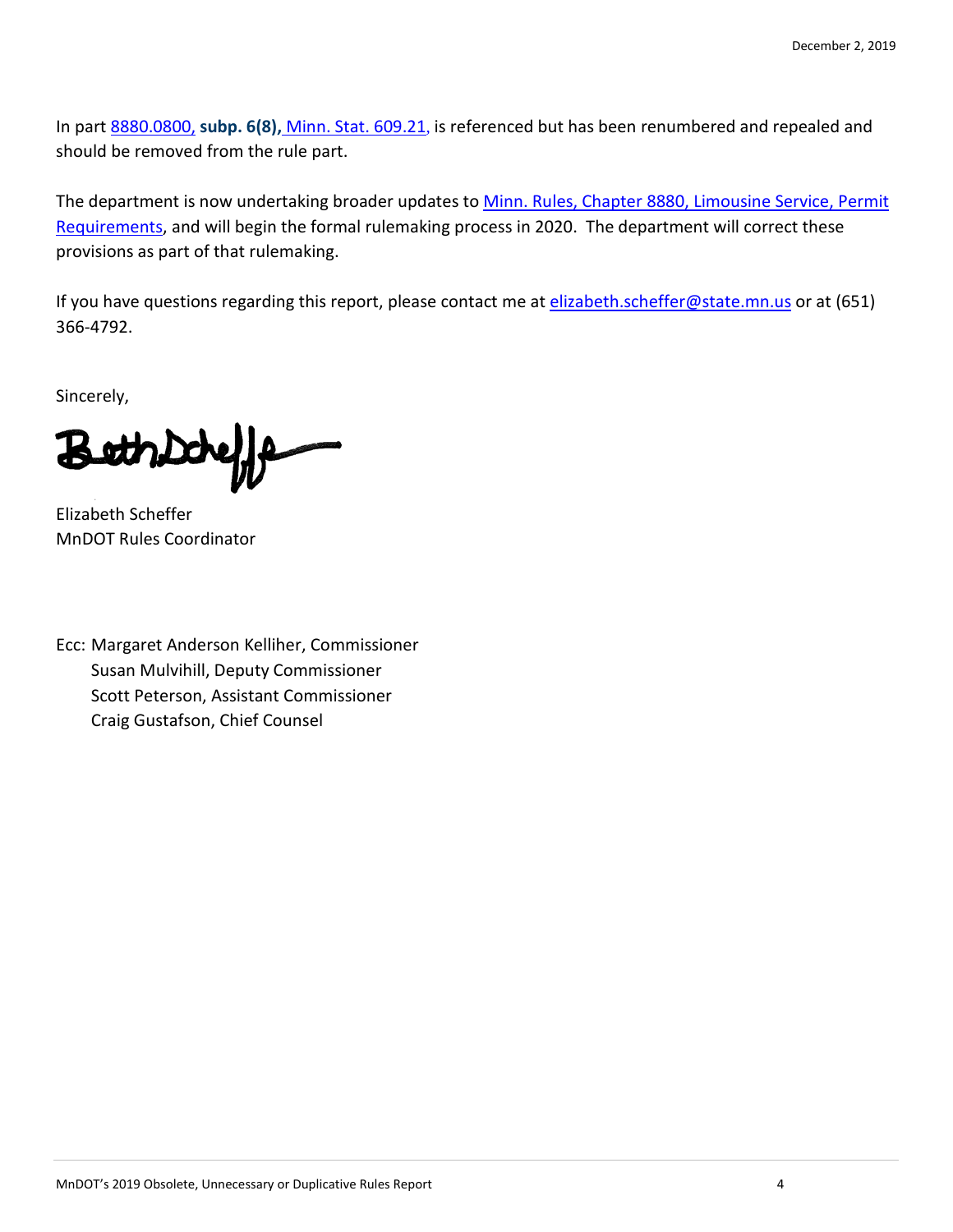In part 8880.0800, **subp. 6(8)**, Minn. Stat. 609.21, is referenced but has been renumbered and repealed and should be removed from the rule part.

The department is now undertaking broader updates to Minn. Rules, Chapter 8880, Limousine Service, Permit Requirements, and will begin the formal rulemaking process in 2020. The department will correct these provisions as part of that rulemaking.

If you have questions regarding this report, please contact me at elizabeth.scheffer@state.mn.us or at (651) 366-4792.

Sincerely,

Elizabeth Scheffer
MnDOT Rules Coordinator

Ecc: Margaret Anderson Kelliher, Commissioner
Susan Mulvihill, Deputy Commissioner
Scott Peterson, Assistant Commissioner
Craig Gustafson, Chief Counsel